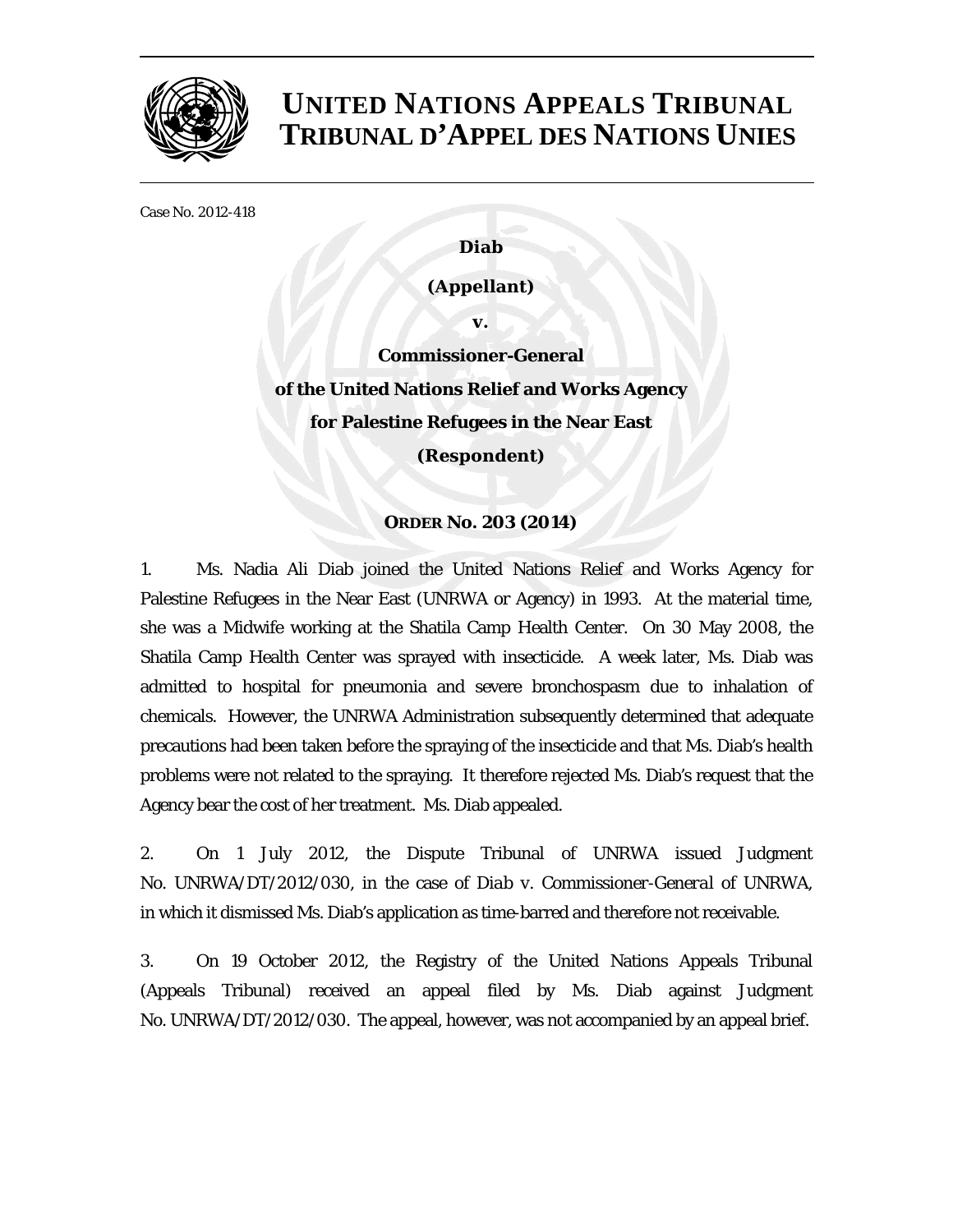# UNITED NATIONS APPEALS TRIBUNAL
# TRIBUNAL D'APPEL DES NATIONS UNIES

Case No. 2012-418

**Diab**

**(Appellant)**

**v.**

**Commissioner-General**
**of the United Nations Relief and Works Agency**
**for Palestine Refugees in the Near East**
**(Respondent)**

**ORDER No. 203 (2014)**

1. Ms. Nadia Ali Diab joined the United Nations Relief and Works Agency for Palestine Refugees in the Near East (UNRWA or Agency) in 1993. At the material time, she was a Midwife working at the Shatila Camp Health Center. On 30 May 2008, the Shatila Camp Health Center was sprayed with insecticide. A week later, Ms. Diab was admitted to hospital for pneumonia and severe bronchospasm due to inhalation of chemicals. However, the UNRWA Administration subsequently determined that adequate precautions had been taken before the spraying of the insecticide and that Ms. Diab's health problems were not related to the spraying. It therefore rejected Ms. Diab's request that the Agency bear the cost of her treatment. Ms. Diab appealed.

2. On 1 July 2012, the Dispute Tribunal of UNRWA issued Judgment No. UNRWA/DT/2012/030, in the case of *Diab v. Commissioner-General of UNRWA*, in which it dismissed Ms. Diab's application as time-barred and therefore not receivable.

3. On 19 October 2012, the Registry of the United Nations Appeals Tribunal (Appeals Tribunal) received an appeal filed by Ms. Diab against Judgment No. UNRWA/DT/2012/030. The appeal, however, was not accompanied by an appeal brief.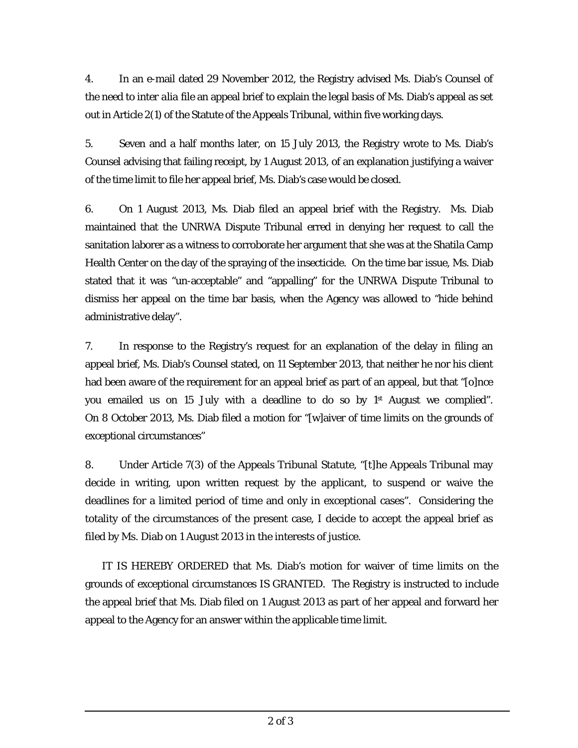4. In an e-mail dated 29 November 2012, the Registry advised Ms. Diab's Counsel of the need to *inter alia* file an appeal brief to explain the legal basis of Ms. Diab's appeal as set out in Article 2(1) of the Statute of the Appeals Tribunal, within five working days.

5. Seven and a half months later, on 15 July 2013, the Registry wrote to Ms. Diab's Counsel advising that failing receipt, by 1 August 2013, of an explanation justifying a waiver of the time limit to file her appeal brief, Ms. Diab's case would be closed.

6. On 1 August 2013, Ms. Diab filed an appeal brief with the Registry. Ms. Diab maintained that the UNRWA Dispute Tribunal erred in denying her request to call the sanitation laborer as a witness to corroborate her argument that she was at the Shatila Camp Health Center on the day of the spraying of the insecticide. On the time bar issue, Ms. Diab stated that it was "un-acceptable" and "appalling" for the UNRWA Dispute Tribunal to dismiss her appeal on the time bar basis, when the Agency was allowed to "hide behind administrative delay".

7. In response to the Registry's request for an explanation of the delay in filing an appeal brief, Ms. Diab's Counsel stated, on 11 September 2013, that neither he nor his client had been aware of the requirement for an appeal brief as part of an appeal, but that "[o]nce you emailed us on 15 July with a deadline to do so by 1st August we complied". On 8 October 2013, Ms. Diab filed a motion for "[w]aiver of time limits on the grounds of exceptional circumstances"

8. Under Article 7(3) of the Appeals Tribunal Statute, "[t]he Appeals Tribunal may decide in writing, upon written request by the applicant, to suspend or waive the deadlines for a limited period of time and only in exceptional cases". Considering the totality of the circumstances of the present case, I decide to accept the appeal brief as filed by Ms. Diab on 1 August 2013 in the interests of justice.

IT IS HEREBY ORDERED that Ms. Diab's motion for waiver of time limits on the grounds of exceptional circumstances IS GRANTED. The Registry is instructed to include the appeal brief that Ms. Diab filed on 1 August 2013 as part of her appeal and forward her appeal to the Agency for an answer within the applicable time limit.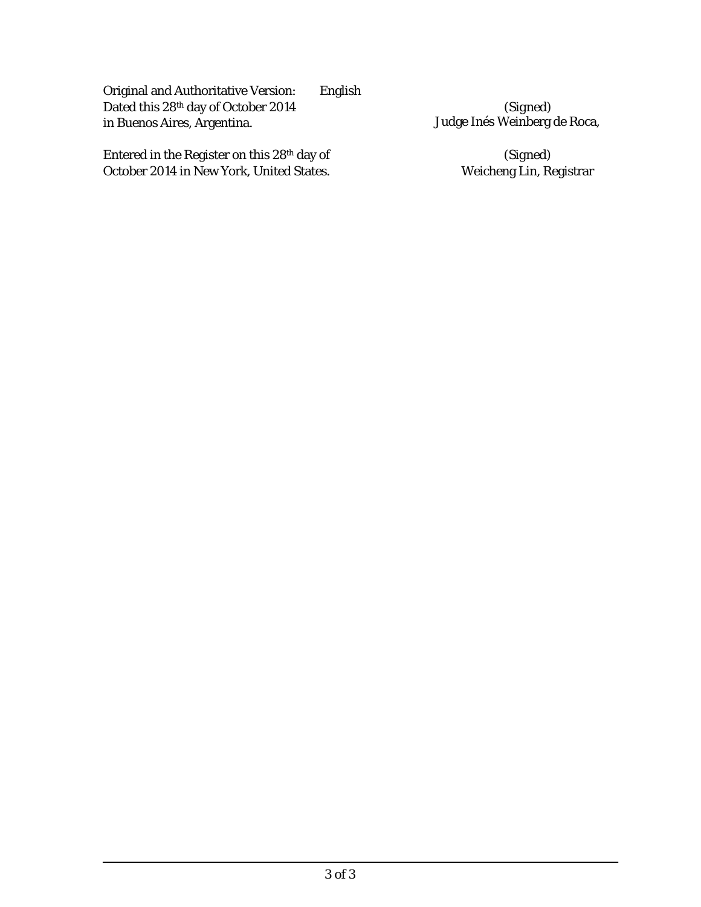Original and Authoritative Version: English

Dated this 28th day of October 2014 in Buenos Aires, Argentina.

(Signed)
Judge Inés Weinberg de Roca,

Entered in the Register on this 28th day of October 2014 in New York, United States.

(Signed)
Weicheng Lin, Registrar